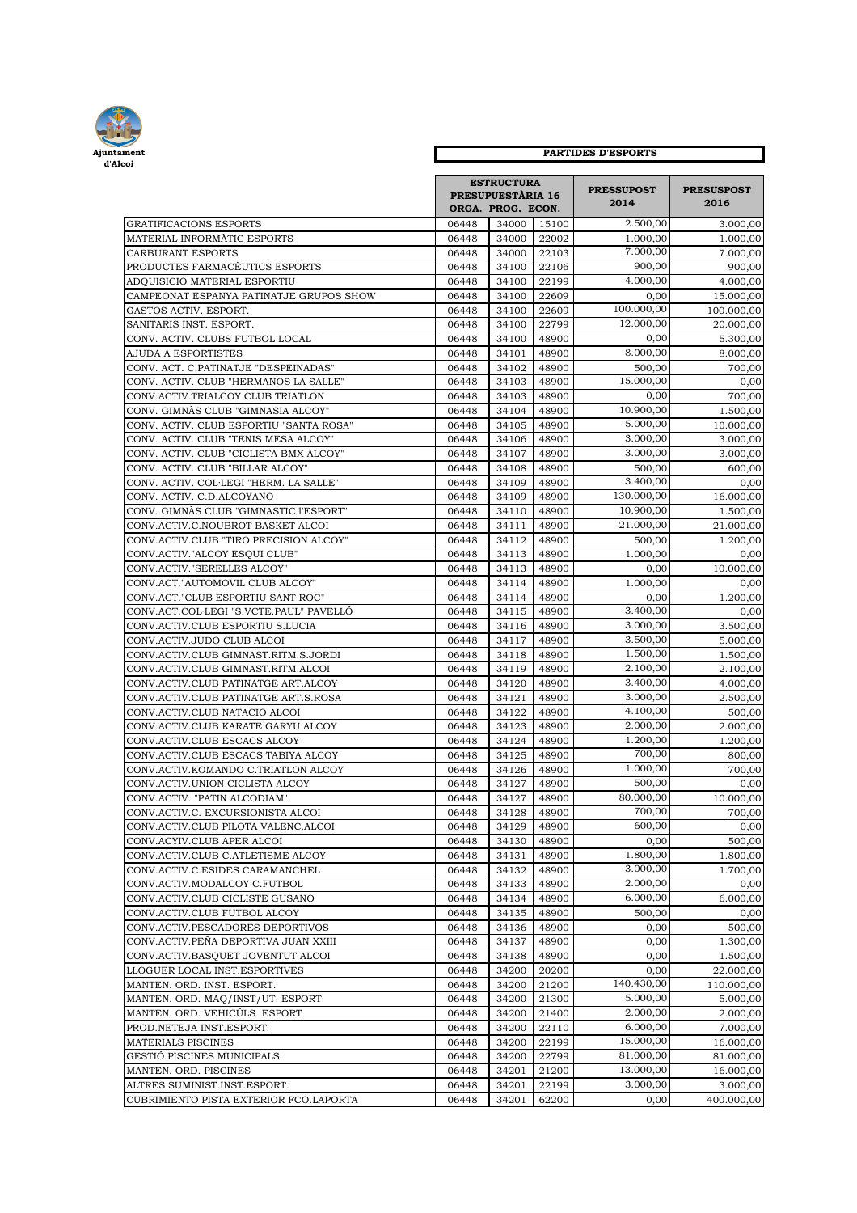Ajuntament d'Alcoi

## PARTIDES D'ESPORTS

| | ESTRUCTURA PRESSUPUESTÀRIA 16 ORGA. | PROG. | ECON. | PRESSUPOST 2014 | PRESUSPOST 2016 |
|---|---|---|---|---|---|
| GRATIFICACIONS ESPORTS | 06448 | 34000 | 15100 | 2.500,00 | 3.000,00 |
| MATERIAL INFORMÀTIC ESPORTS | 06448 | 34000 | 22002 | 1.000,00 | 1.000,00 |
| CARBURANT ESPORTS | 06448 | 34000 | 22103 | 7.000,00 | 7.000,00 |
| PRODUCTES FARMACÈUTICS ESPORTS | 06448 | 34100 | 22106 | 900,00 | 900,00 |
| ADQUISICIÓ MATERIAL ESPORTIU | 06448 | 34100 | 22199 | 4.000,00 | 4.000,00 |
| CAMPEONAT ESPANYA PATINATJE GRUPOS SHOW | 06448 | 34100 | 22609 | 0,00 | 15.000,00 |
| GASTOS ACTIV. ESPORT. | 06448 | 34100 | 22609 | 100.000,00 | 100.000,00 |
| SANITARIS INST. ESPORT. | 06448 | 34100 | 22799 | 12.000,00 | 20.000,00 |
| CONV. ACTIV. CLUBS FUTBOL LOCAL | 06448 | 34100 | 48900 | 0,00 | 5.300,00 |
| AJUDA A ESPORTISTES | 06448 | 34101 | 48900 | 8.000,00 | 8.000,00 |
| CONV. ACT. C.PATINATJE "DESPEINADAS" | 06448 | 34102 | 48900 | 500,00 | 700,00 |
| CONV. ACTIV. CLUB "HERMANOS LA SALLE" | 06448 | 34103 | 48900 | 15.000,00 | 0,00 |
| CONV.ACTIV.TRIALCOY CLUB TRIATLON | 06448 | 34103 | 48900 | 0,00 | 700,00 |
| CONV. GIMNÀS CLUB "GIMNASIA ALCOY" | 06448 | 34104 | 48900 | 10.900,00 | 1.500,00 |
| CONV. ACTIV. CLUB ESPORTIU "SANTA ROSA" | 06448 | 34105 | 48900 | 5.000,00 | 10.000,00 |
| CONV. ACTIV. CLUB "TENIS MESA ALCOY" | 06448 | 34106 | 48900 | 3.000,00 | 3.000,00 |
| CONV. ACTIV. CLUB "CICLISTA BMX ALCOY" | 06448 | 34107 | 48900 | 3.000,00 | 3.000,00 |
| CONV. ACTIV. CLUB "BILLAR ALCOY" | 06448 | 34108 | 48900 | 500,00 | 600,00 |
| CONV. ACTIV. COL·LEGI "HERM. LA SALLE" | 06448 | 34109 | 48900 | 3.400,00 | 0,00 |
| CONV. ACTIV. C.D.ALCOYANO | 06448 | 34109 | 48900 | 130.000,00 | 16.000,00 |
| CONV. GIMNÀS CLUB "GIMNASTIC l'ESPORT" | 06448 | 34110 | 48900 | 10.900,00 | 1.500,00 |
| CONV.ACTIV.C.NOUBROT BASKET ALCOI | 06448 | 34111 | 48900 | 21.000,00 | 21.000,00 |
| CONV.ACTIV.CLUB "TIRO PRECISION ALCOY" | 06448 | 34112 | 48900 | 500,00 | 1.200,00 |
| CONV.ACTIV."ALCOY ESQUI CLUB" | 06448 | 34113 | 48900 | 1.000,00 | 0,00 |
| CONV.ACTIV."SERELLES ALCOY" | 06448 | 34113 | 48900 | 0,00 | 10.000,00 |
| CONV.ACT."AUTOMOVIL CLUB ALCOY" | 06448 | 34114 | 48900 | 1.000,00 | 0,00 |
| CONV.ACT."CLUB ESPORTIU SANT ROC" | 06448 | 34114 | 48900 | 0,00 | 1.200,00 |
| CONV.ACT.COL·LEGI "S.VCTE.PAUL" PAVELLÓ | 06448 | 34115 | 48900 | 3.400,00 | 0,00 |
| CONV.ACTIV.CLUB ESPORTIU S.LUCIA | 06448 | 34116 | 48900 | 3.000,00 | 3.500,00 |
| CONV.ACTIV.JUDO CLUB ALCOI | 06448 | 34117 | 48900 | 3.500,00 | 5.000,00 |
| CONV.ACTIV.CLUB GIMNAST.RITM.S.JORDI | 06448 | 34118 | 48900 | 1.500,00 | 1.500,00 |
| CONV.ACTIV.CLUB GIMNAST.RITM.ALCOI | 06448 | 34119 | 48900 | 2.100,00 | 2.100,00 |
| CONV.ACTIV.CLUB PATINATGE ART.ALCOY | 06448 | 34120 | 48900 | 3.400,00 | 4.000,00 |
| CONV.ACTIV.CLUB PATINATGE ART.S.ROSA | 06448 | 34121 | 48900 | 3.000,00 | 2.500,00 |
| CONV.ACTIV.CLUB NATACIÓ ALCOI | 06448 | 34122 | 48900 | 4.100,00 | 500,00 |
| CONV.ACTIV.CLUB KARATE GARYU ALCOY | 06448 | 34123 | 48900 | 2.000,00 | 2.000,00 |
| CONV.ACTIV.CLUB ESCACS ALCOY | 06448 | 34124 | 48900 | 1.200,00 | 1.200,00 |
| CONV.ACTIV.CLUB ESCACS TABIYA ALCOY | 06448 | 34125 | 48900 | 700,00 | 800,00 |
| CONV.ACTIV.KOMANDO C.TRIATLON ALCOY | 06448 | 34126 | 48900 | 1.000,00 | 700,00 |
| CONV.ACTIV.UNION CICLISTA ALCOY | 06448 | 34127 | 48900 | 500,00 | 0,00 |
| CONV.ACTIV. "PATIN ALCODIAM" | 06448 | 34127 | 48900 | 80.000,00 | 10.000,00 |
| CONV.ACTIV.C. EXCURSIONISTA ALCOI | 06448 | 34128 | 48900 | 700,00 | 700,00 |
| CONV.ACTIV.CLUB PILOTA VALENC.ALCOI | 06448 | 34129 | 48900 | 600,00 | 0,00 |
| CONV.ACYIV.CLUB APER ALCOI | 06448 | 34130 | 48900 | 0,00 | 500,00 |
| CONV.ACTIV.CLUB C.ATLETISME ALCOY | 06448 | 34131 | 48900 | 1.800,00 | 1.800,00 |
| CONV.ACTIV.C.ESIDES CARAMANCHEL | 06448 | 34132 | 48900 | 3.000,00 | 1.700,00 |
| CONV.ACTIV.MODALCOY C.FUTBOL | 06448 | 34133 | 48900 | 2.000,00 | 0,00 |
| CONV.ACTIV.CLUB CICLISTE GUSANO | 06448 | 34134 | 48900 | 6.000,00 | 6.000,00 |
| CONV.ACTIV.CLUB FUTBOL ALCOY | 06448 | 34135 | 48900 | 500,00 | 0,00 |
| CONV.ACTIV.PESCADORES DEPORTIVOS | 06448 | 34136 | 48900 | 0,00 | 500,00 |
| CONV.ACTIV.PEÑA DEPORTIVA JUAN XXIII | 06448 | 34137 | 48900 | 0,00 | 1.300,00 |
| CONV.ACTIV.BASQUET JOVENTUT ALCOI | 06448 | 34138 | 48900 | 0,00 | 1.500,00 |
| LLOGUER LOCAL INST.ESPORTIVES | 06448 | 34200 | 20200 | 0,00 | 22.000,00 |
| MANTEN. ORD. INST. ESPORT. | 06448 | 34200 | 21200 | 140.430,00 | 110.000,00 |
| MANTEN. ORD. MAQ/INST/UT. ESPORT | 06448 | 34200 | 21300 | 5.000,00 | 5.000,00 |
| MANTEN. ORD. VEHICÚLS ESPORT | 06448 | 34200 | 21400 | 2.000,00 | 2.000,00 |
| PROD.NETEJA INST.ESPORT. | 06448 | 34200 | 22110 | 6.000,00 | 7.000,00 |
| MATERIALS PISCINES | 06448 | 34200 | 22199 | 15.000,00 | 16.000,00 |
| GESTIÓ PISCINES MUNICIPALS | 06448 | 34200 | 22799 | 81.000,00 | 81.000,00 |
| MANTEN. ORD. PISCINES | 06448 | 34201 | 21200 | 13.000,00 | 16.000,00 |
| ALTRES SUMINIST.INST.ESPORT. | 06448 | 34201 | 22199 | 3.000,00 | 3.000,00 |
| CUBRIMIENTO PISTA EXTERIOR FCO.LAPORTA | 06448 | 34201 | 62200 | 0,00 | 400.000,00 |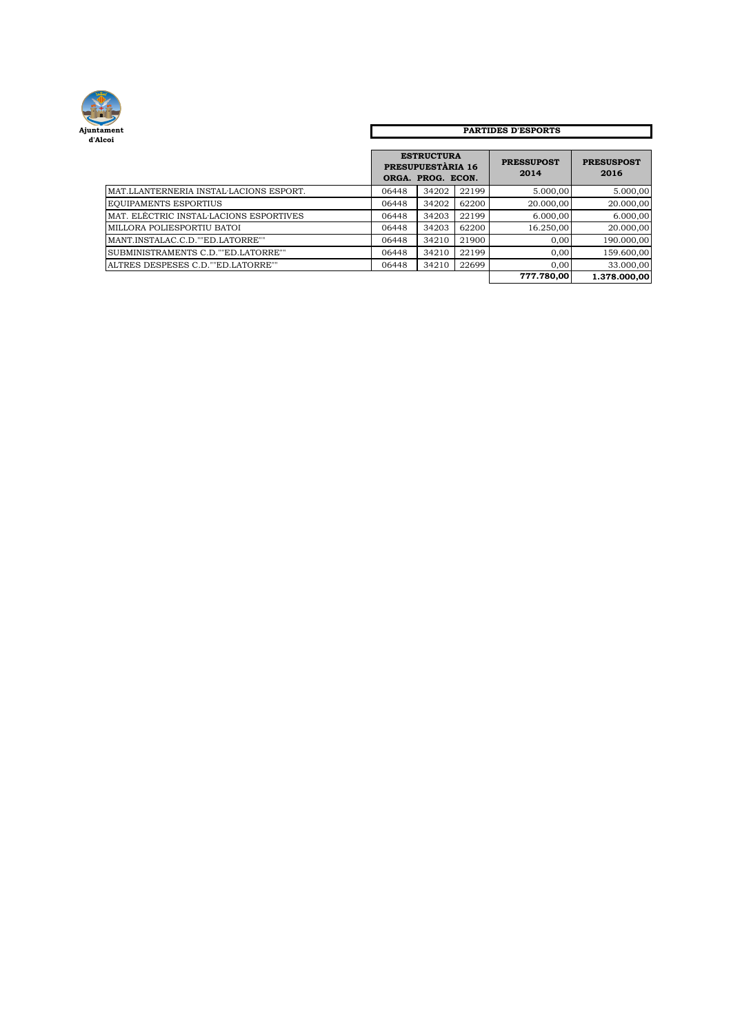**Ajuntament d'Alcoi**

**PARTIDES D'ESPORTS**

| | ESTRUCTURA PRESUPUESTÀRIA 16 ORGA. | PROG. | ECON. | PRESSUPOST 2014 | PRESUSPOST 2016 |
|---|---|---|---|---|---|
| MAT.LLANTERNERIA INSTAL·LACIONS ESPORT. | 06448 | 34202 | 22199 | 5.000,00 | 5.000,00 |
| EQUIPAMENTS ESPORTIUS | 06448 | 34202 | 62200 | 20.000,00 | 20.000,00 |
| MAT. ELÈCTRIC INSTAL·LACIONS ESPORTIVES | 06448 | 34203 | 22199 | 6.000,00 | 6.000,00 |
| MILLORA POLIESPORTIU BATOI | 06448 | 34203 | 62200 | 16.250,00 | 20.000,00 |
| MANT.INSTALAC.C.D.""ED.LATORRE"" | 06448 | 34210 | 21900 | 0,00 | 190.000,00 |
| SUBMINISTRAMENTS C.D.""ED.LATORRE"" | 06448 | 34210 | 22199 | 0,00 | 159.600,00 |
| ALTRES DESPESES C.D.""ED.LATORRE"" | 06448 | 34210 | 22699 | 0,00 | 33.000,00 |
| | | | | **777.780,00** | **1.378.000,00** |